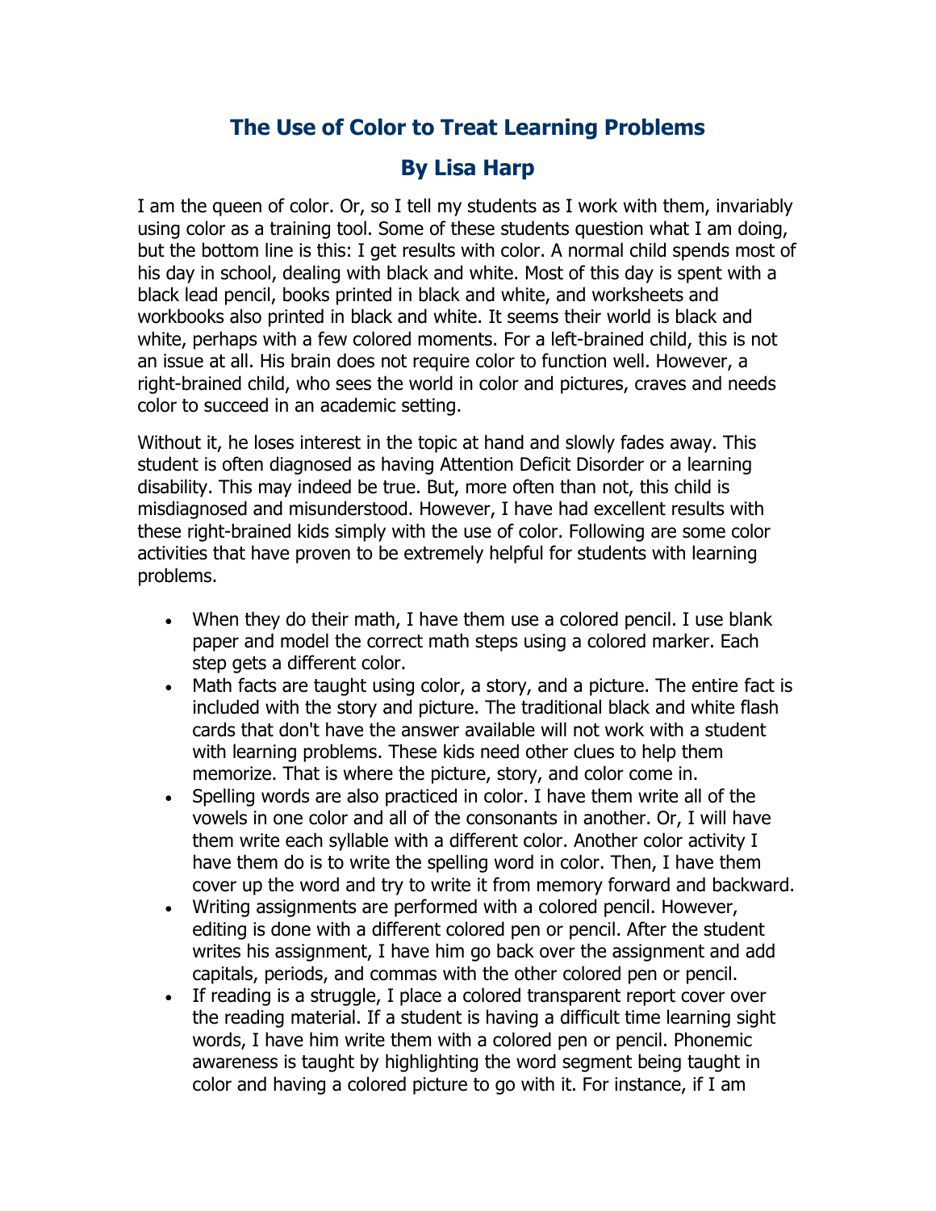# The Use of Color to Treat Learning Problems

## By Lisa Harp

I am the queen of color. Or, so I tell my students as I work with them, invariably using color as a training tool. Some of these students question what I am doing, but the bottom line is this: I get results with color. A normal child spends most of his day in school, dealing with black and white. Most of this day is spent with a black lead pencil, books printed in black and white, and worksheets and workbooks also printed in black and white. It seems their world is black and white, perhaps with a few colored moments. For a left-brained child, this is not an issue at all. His brain does not require color to function well. However, a right-brained child, who sees the world in color and pictures, craves and needs color to succeed in an academic setting.

Without it, he loses interest in the topic at hand and slowly fades away. This student is often diagnosed as having Attention Deficit Disorder or a learning disability. This may indeed be true. But, more often than not, this child is misdiagnosed and misunderstood. However, I have had excellent results with these right-brained kids simply with the use of color. Following are some color activities that have proven to be extremely helpful for students with learning problems.

- When they do their math, I have them use a colored pencil. I use blank paper and model the correct math steps using a colored marker. Each step gets a different color.
- Math facts are taught using color, a story, and a picture. The entire fact is included with the story and picture. The traditional black and white flash cards that don't have the answer available will not work with a student with learning problems. These kids need other clues to help them memorize. That is where the picture, story, and color come in.
- Spelling words are also practiced in color. I have them write all of the vowels in one color and all of the consonants in another. Or, I will have them write each syllable with a different color. Another color activity I have them do is to write the spelling word in color. Then, I have them cover up the word and try to write it from memory forward and backward.
- Writing assignments are performed with a colored pencil. However, editing is done with a different colored pen or pencil. After the student writes his assignment, I have him go back over the assignment and add capitals, periods, and commas with the other colored pen or pencil.
- If reading is a struggle, I place a colored transparent report cover over the reading material. If a student is having a difficult time learning sight words, I have him write them with a colored pen or pencil. Phonemic awareness is taught by highlighting the word segment being taught in color and having a colored picture to go with it. For instance, if I am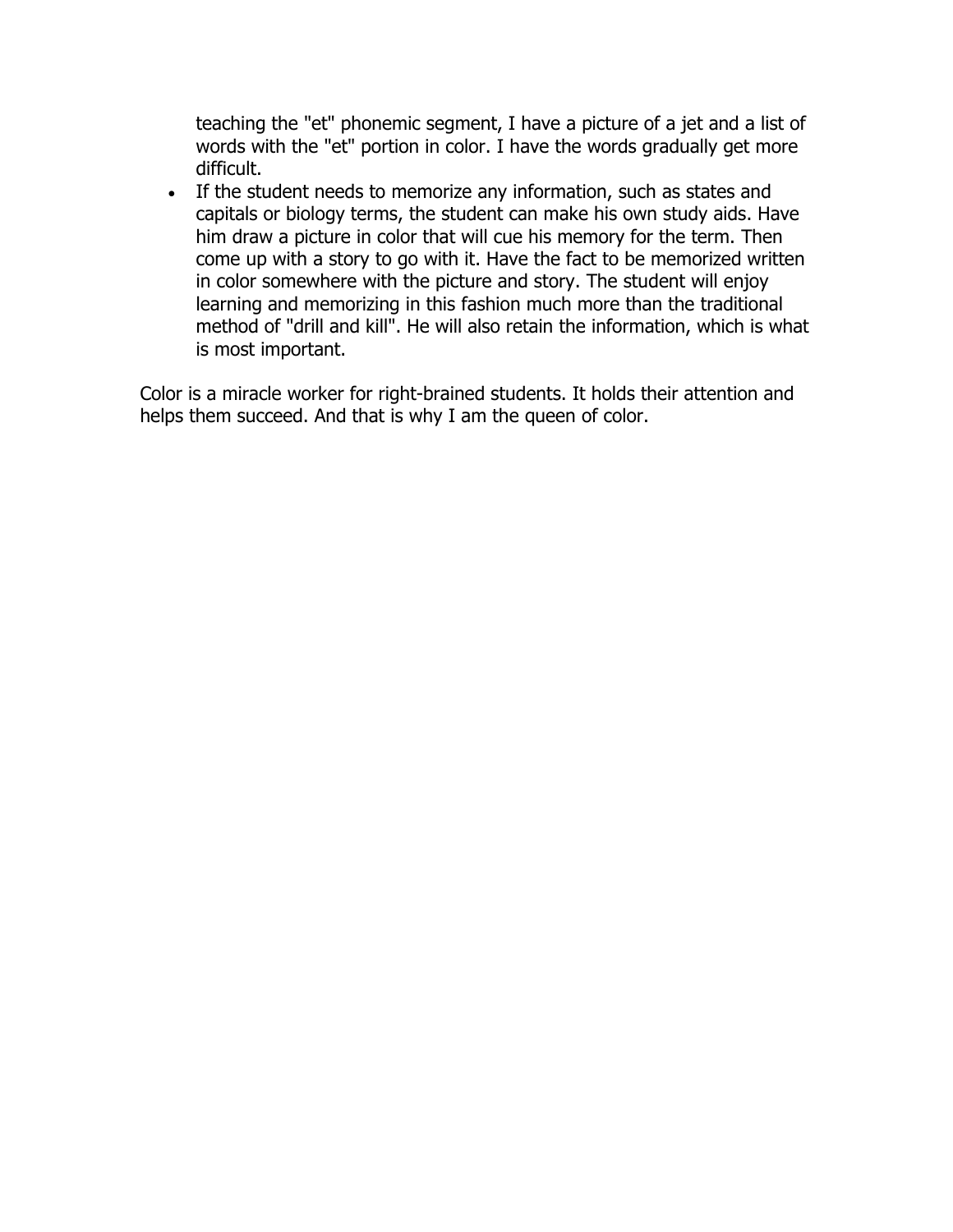teaching the "et" phonemic segment, I have a picture of a jet and a list of words with the "et" portion in color. I have the words gradually get more difficult.

- If the student needs to memorize any information, such as states and capitals or biology terms, the student can make his own study aids. Have him draw a picture in color that will cue his memory for the term. Then come up with a story to go with it. Have the fact to be memorized written in color somewhere with the picture and story. The student will enjoy learning and memorizing in this fashion much more than the traditional method of "drill and kill". He will also retain the information, which is what is most important.

Color is a miracle worker for right-brained students. It holds their attention and helps them succeed. And that is why I am the queen of color.